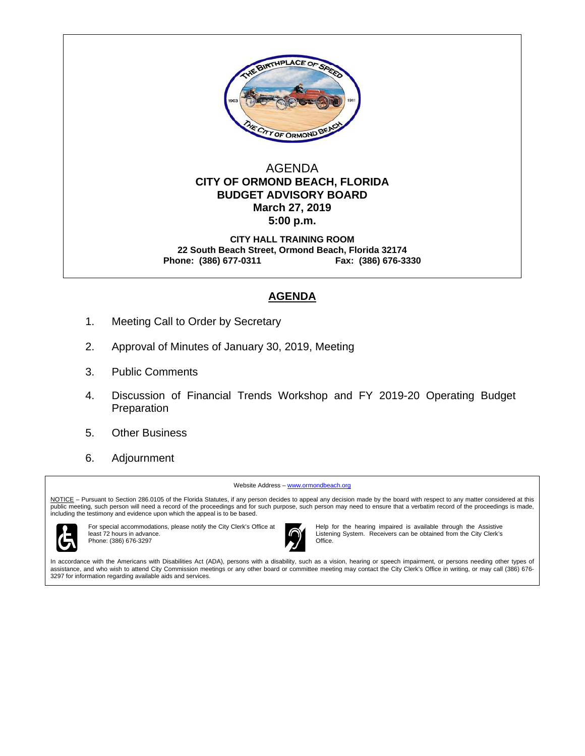AGENDA

**CITY OF ORMOND BEACH, FLORIDA**
**BUDGET ADVISORY BOARD**
**March 27, 2019**
**5:00 p.m.**

**CITY HALL TRAINING ROOM**
**22 South Beach Street, Ormond Beach, Florida 32174**
**Phone: (386) 677-0311 Fax: (386) 676-3330**

## AGENDA

1. Meeting Call to Order by Secretary
2. Approval of Minutes of January 30, 2019, Meeting
3. Public Comments
4. Discussion of Financial Trends Workshop and FY 2019-20 Operating Budget Preparation
5. Other Business
6. Adjournment

Website Address – www.ormondbeach.org

NOTICE – Pursuant to Section 286.0105 of the Florida Statutes, if any person decides to appeal any decision made by the board with respect to any matter considered at this public meeting, such person will need a record of the proceedings and for such purpose, such person may need to ensure that a verbatim record of the proceedings is made, including the testimony and evidence upon which the appeal is to be based.

For special accommodations, please notify the City Clerk's Office at least 72 hours in advance.
Phone: (386) 676-3297

Help for the hearing impaired is available through the Assistive Listening System. Receivers can be obtained from the City Clerk's Office.

In accordance with the Americans with Disabilities Act (ADA), persons with a disability, such as a vision, hearing or speech impairment, or persons needing other types of assistance, and who wish to attend City Commission meetings or any other board or committee meeting may contact the City Clerk's Office in writing, or may call (386) 676-3297 for information regarding available aids and services.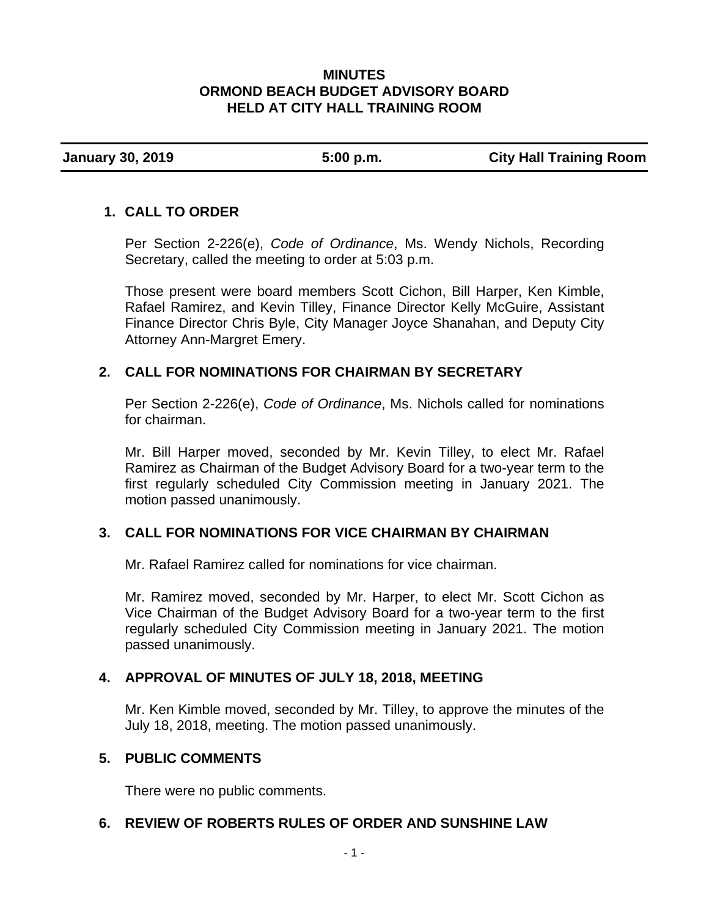**MINUTES**
**ORMOND BEACH BUDGET ADVISORY BOARD**
**HELD AT CITY HALL TRAINING ROOM**

| **January 30, 2019** | **5:00 p.m.** | **City Hall Training Room** |
|---|---|---|

## 1. CALL TO ORDER

Per Section 2-226(e), *Code of Ordinance*, Ms. Wendy Nichols, Recording Secretary, called the meeting to order at 5:03 p.m.

Those present were board members Scott Cichon, Bill Harper, Ken Kimble, Rafael Ramirez, and Kevin Tilley, Finance Director Kelly McGuire, Assistant Finance Director Chris Byle, City Manager Joyce Shanahan, and Deputy City Attorney Ann-Margret Emery.

## 2. CALL FOR NOMINATIONS FOR CHAIRMAN BY SECRETARY

Per Section 2-226(e), *Code of Ordinance*, Ms. Nichols called for nominations for chairman.

Mr. Bill Harper moved, seconded by Mr. Kevin Tilley, to elect Mr. Rafael Ramirez as Chairman of the Budget Advisory Board for a two-year term to the first regularly scheduled City Commission meeting in January 2021. The motion passed unanimously.

## 3. CALL FOR NOMINATIONS FOR VICE CHAIRMAN BY CHAIRMAN

Mr. Rafael Ramirez called for nominations for vice chairman.

Mr. Ramirez moved, seconded by Mr. Harper, to elect Mr. Scott Cichon as Vice Chairman of the Budget Advisory Board for a two-year term to the first regularly scheduled City Commission meeting in January 2021. The motion passed unanimously.

## 4. APPROVAL OF MINUTES OF JULY 18, 2018, MEETING

Mr. Ken Kimble moved, seconded by Mr. Tilley, to approve the minutes of the July 18, 2018, meeting. The motion passed unanimously.

## 5. PUBLIC COMMENTS

There were no public comments.

## 6. REVIEW OF ROBERTS RULES OF ORDER AND SUNSHINE LAW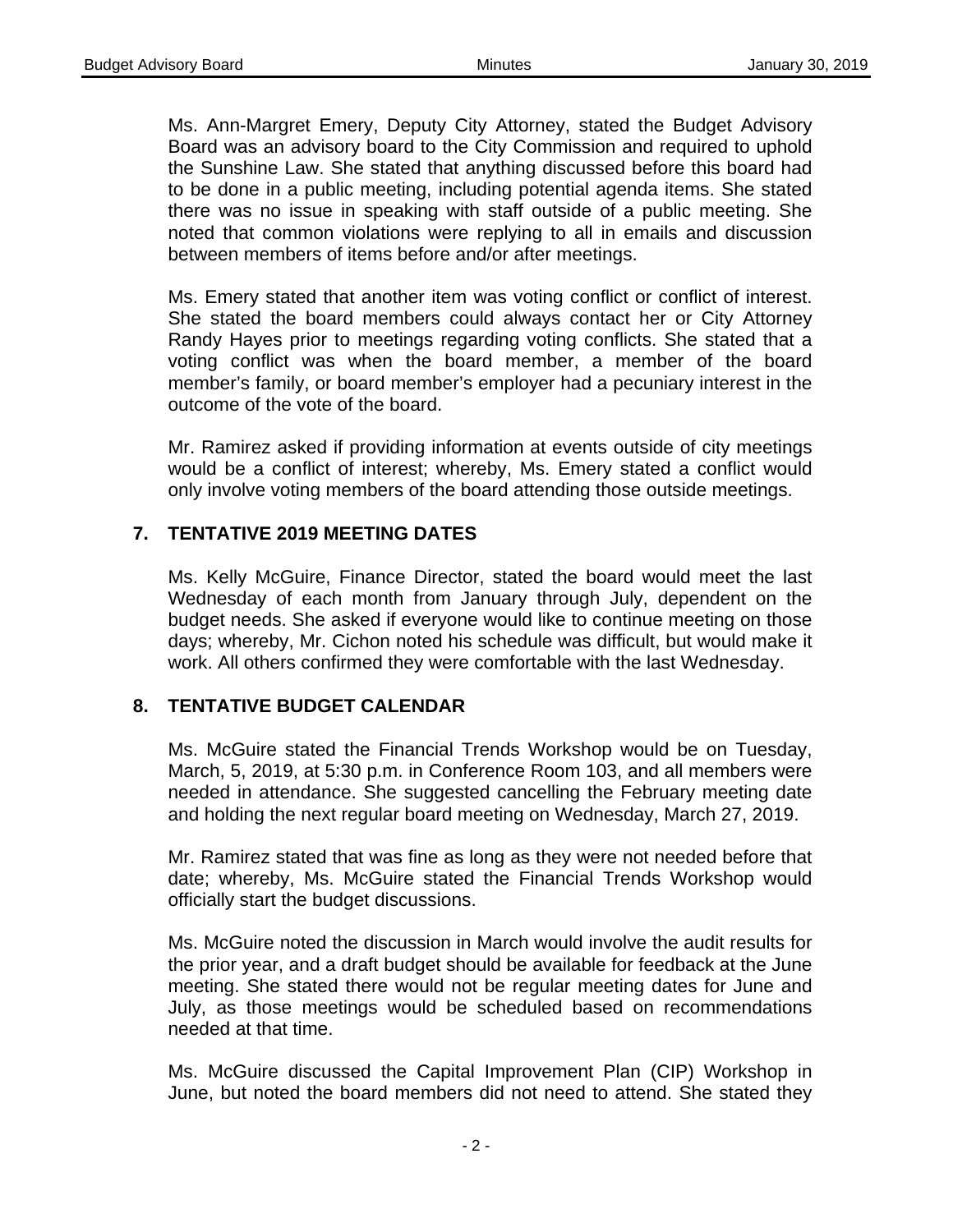Ms. Ann-Margret Emery, Deputy City Attorney, stated the Budget Advisory Board was an advisory board to the City Commission and required to uphold the Sunshine Law. She stated that anything discussed before this board had to be done in a public meeting, including potential agenda items. She stated there was no issue in speaking with staff outside of a public meeting. She noted that common violations were replying to all in emails and discussion between members of items before and/or after meetings.

Ms. Emery stated that another item was voting conflict or conflict of interest. She stated the board members could always contact her or City Attorney Randy Hayes prior to meetings regarding voting conflicts. She stated that a voting conflict was when the board member, a member of the board member's family, or board member's employer had a pecuniary interest in the outcome of the vote of the board.

Mr. Ramirez asked if providing information at events outside of city meetings would be a conflict of interest; whereby, Ms. Emery stated a conflict would only involve voting members of the board attending those outside meetings.

## 7. TENTATIVE 2019 MEETING DATES

Ms. Kelly McGuire, Finance Director, stated the board would meet the last Wednesday of each month from January through July, dependent on the budget needs. She asked if everyone would like to continue meeting on those days; whereby, Mr. Cichon noted his schedule was difficult, but would make it work. All others confirmed they were comfortable with the last Wednesday.

## 8. TENTATIVE BUDGET CALENDAR

Ms. McGuire stated the Financial Trends Workshop would be on Tuesday, March, 5, 2019, at 5:30 p.m. in Conference Room 103, and all members were needed in attendance. She suggested cancelling the February meeting date and holding the next regular board meeting on Wednesday, March 27, 2019.

Mr. Ramirez stated that was fine as long as they were not needed before that date; whereby, Ms. McGuire stated the Financial Trends Workshop would officially start the budget discussions.

Ms. McGuire noted the discussion in March would involve the audit results for the prior year, and a draft budget should be available for feedback at the June meeting. She stated there would not be regular meeting dates for June and July, as those meetings would be scheduled based on recommendations needed at that time.

Ms. McGuire discussed the Capital Improvement Plan (CIP) Workshop in June, but noted the board members did not need to attend. She stated they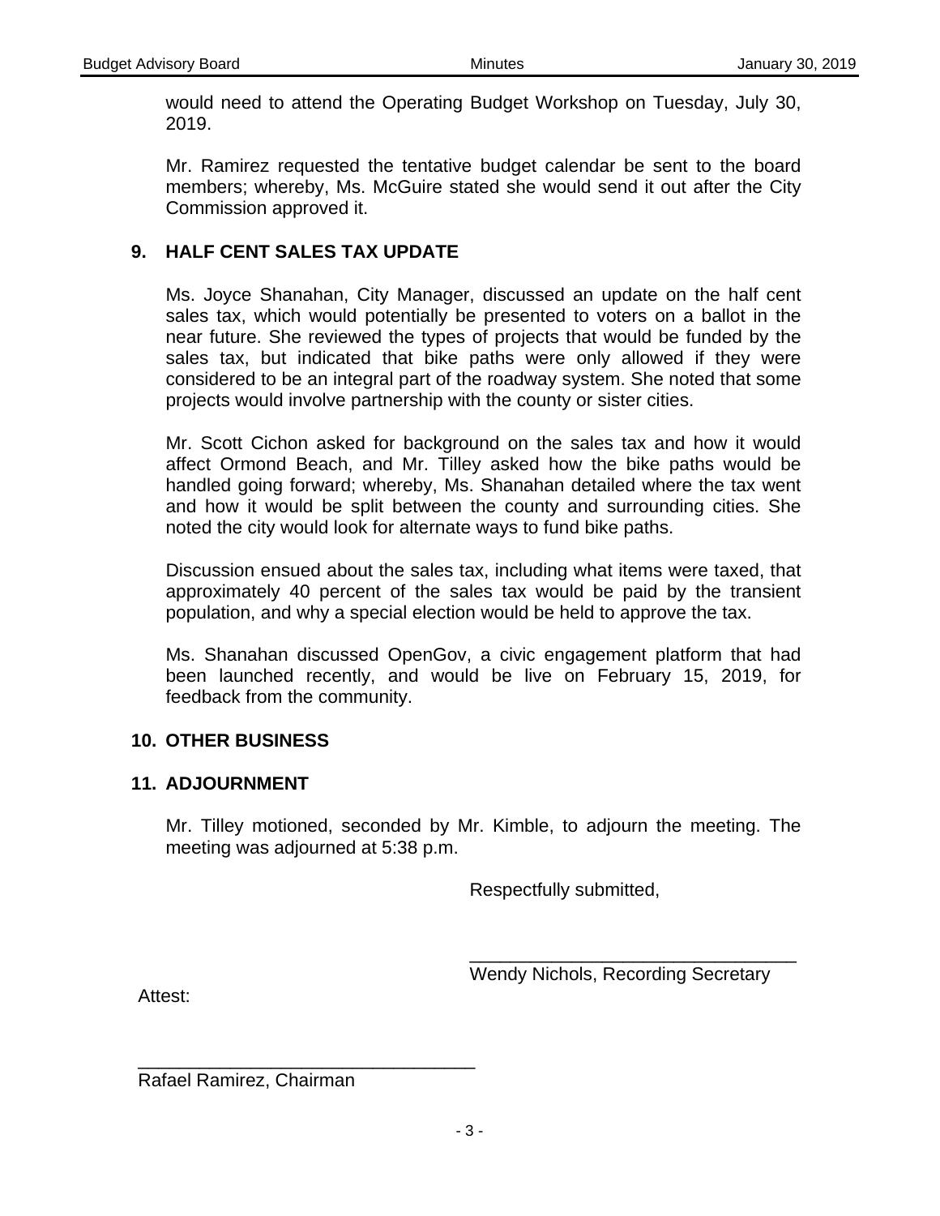would need to attend the Operating Budget Workshop on Tuesday, July 30, 2019.

Mr. Ramirez requested the tentative budget calendar be sent to the board members; whereby, Ms. McGuire stated she would send it out after the City Commission approved it.

## 9. HALF CENT SALES TAX UPDATE

Ms. Joyce Shanahan, City Manager, discussed an update on the half cent sales tax, which would potentially be presented to voters on a ballot in the near future. She reviewed the types of projects that would be funded by the sales tax, but indicated that bike paths were only allowed if they were considered to be an integral part of the roadway system. She noted that some projects would involve partnership with the county or sister cities.

Mr. Scott Cichon asked for background on the sales tax and how it would affect Ormond Beach, and Mr. Tilley asked how the bike paths would be handled going forward; whereby, Ms. Shanahan detailed where the tax went and how it would be split between the county and surrounding cities. She noted the city would look for alternate ways to fund bike paths.

Discussion ensued about the sales tax, including what items were taxed, that approximately 40 percent of the sales tax would be paid by the transient population, and why a special election would be held to approve the tax.

Ms. Shanahan discussed OpenGov, a civic engagement platform that had been launched recently, and would be live on February 15, 2019, for feedback from the community.

## 10. OTHER BUSINESS

## 11. ADJOURNMENT

Mr. Tilley motioned, seconded by Mr. Kimble, to adjourn the meeting. The meeting was adjourned at 5:38 p.m.

Respectfully submitted,

________________________________
Wendy Nichols, Recording Secretary

Attest:

________________________________
Rafael Ramirez, Chairman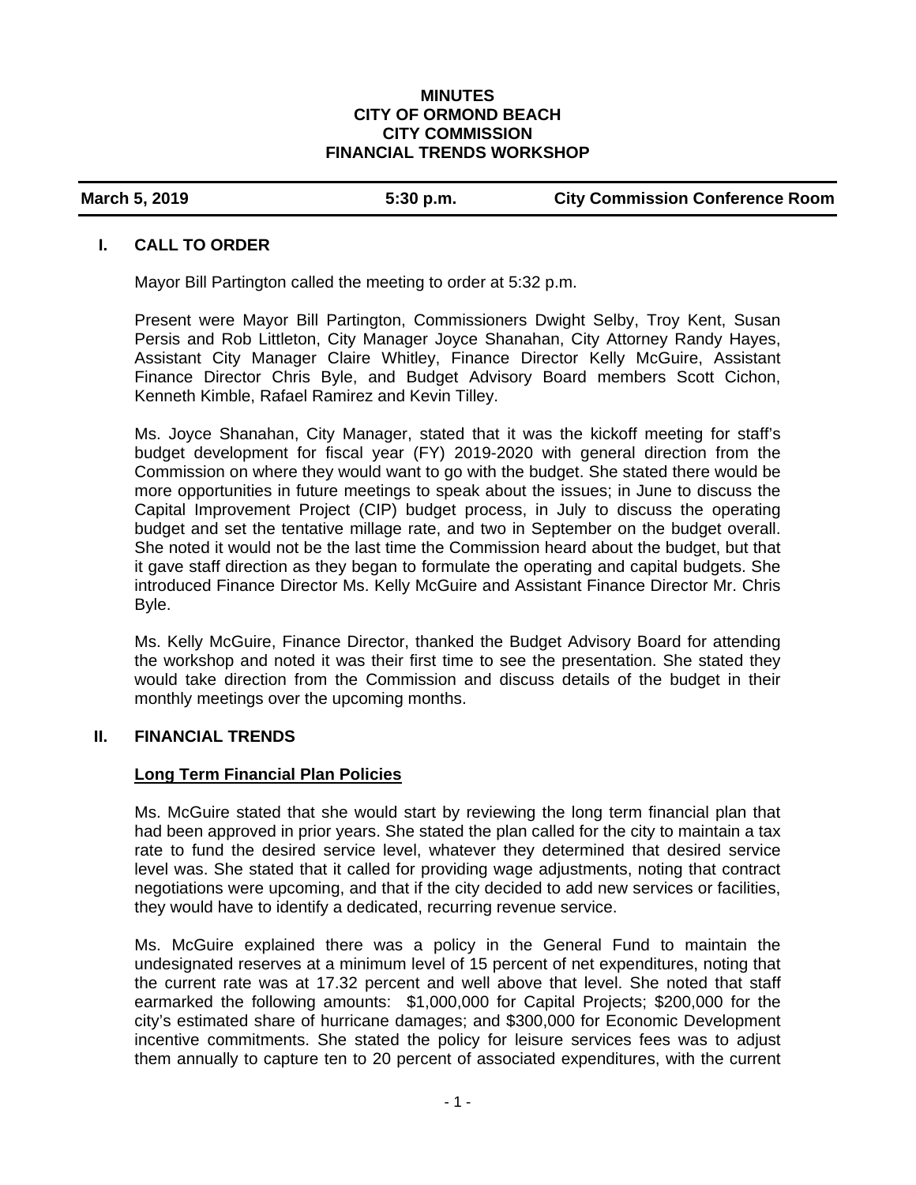**MINUTES**
**CITY OF ORMOND BEACH**
**CITY COMMISSION**
**FINANCIAL TRENDS WORKSHOP**

| March 5, 2019 | 5:30 p.m. | City Commission Conference Room |
|---|---|---|

## I. CALL TO ORDER

Mayor Bill Partington called the meeting to order at 5:32 p.m.

Present were Mayor Bill Partington, Commissioners Dwight Selby, Troy Kent, Susan Persis and Rob Littleton, City Manager Joyce Shanahan, City Attorney Randy Hayes, Assistant City Manager Claire Whitley, Finance Director Kelly McGuire, Assistant Finance Director Chris Byle, and Budget Advisory Board members Scott Cichon, Kenneth Kimble, Rafael Ramirez and Kevin Tilley.

Ms. Joyce Shanahan, City Manager, stated that it was the kickoff meeting for staff's budget development for fiscal year (FY) 2019-2020 with general direction from the Commission on where they would want to go with the budget. She stated there would be more opportunities in future meetings to speak about the issues; in June to discuss the Capital Improvement Project (CIP) budget process, in July to discuss the operating budget and set the tentative millage rate, and two in September on the budget overall. She noted it would not be the last time the Commission heard about the budget, but that it gave staff direction as they began to formulate the operating and capital budgets. She introduced Finance Director Ms. Kelly McGuire and Assistant Finance Director Mr. Chris Byle.

Ms. Kelly McGuire, Finance Director, thanked the Budget Advisory Board for attending the workshop and noted it was their first time to see the presentation. She stated they would take direction from the Commission and discuss details of the budget in their monthly meetings over the upcoming months.

## II. FINANCIAL TRENDS

### Long Term Financial Plan Policies

Ms. McGuire stated that she would start by reviewing the long term financial plan that had been approved in prior years. She stated the plan called for the city to maintain a tax rate to fund the desired service level, whatever they determined that desired service level was. She stated that it called for providing wage adjustments, noting that contract negotiations were upcoming, and that if the city decided to add new services or facilities, they would have to identify a dedicated, recurring revenue service.

Ms. McGuire explained there was a policy in the General Fund to maintain the undesignated reserves at a minimum level of 15 percent of net expenditures, noting that the current rate was at 17.32 percent and well above that level. She noted that staff earmarked the following amounts: $1,000,000 for Capital Projects; $200,000 for the city's estimated share of hurricane damages; and $300,000 for Economic Development incentive commitments. She stated the policy for leisure services fees was to adjust them annually to capture ten to 20 percent of associated expenditures, with the current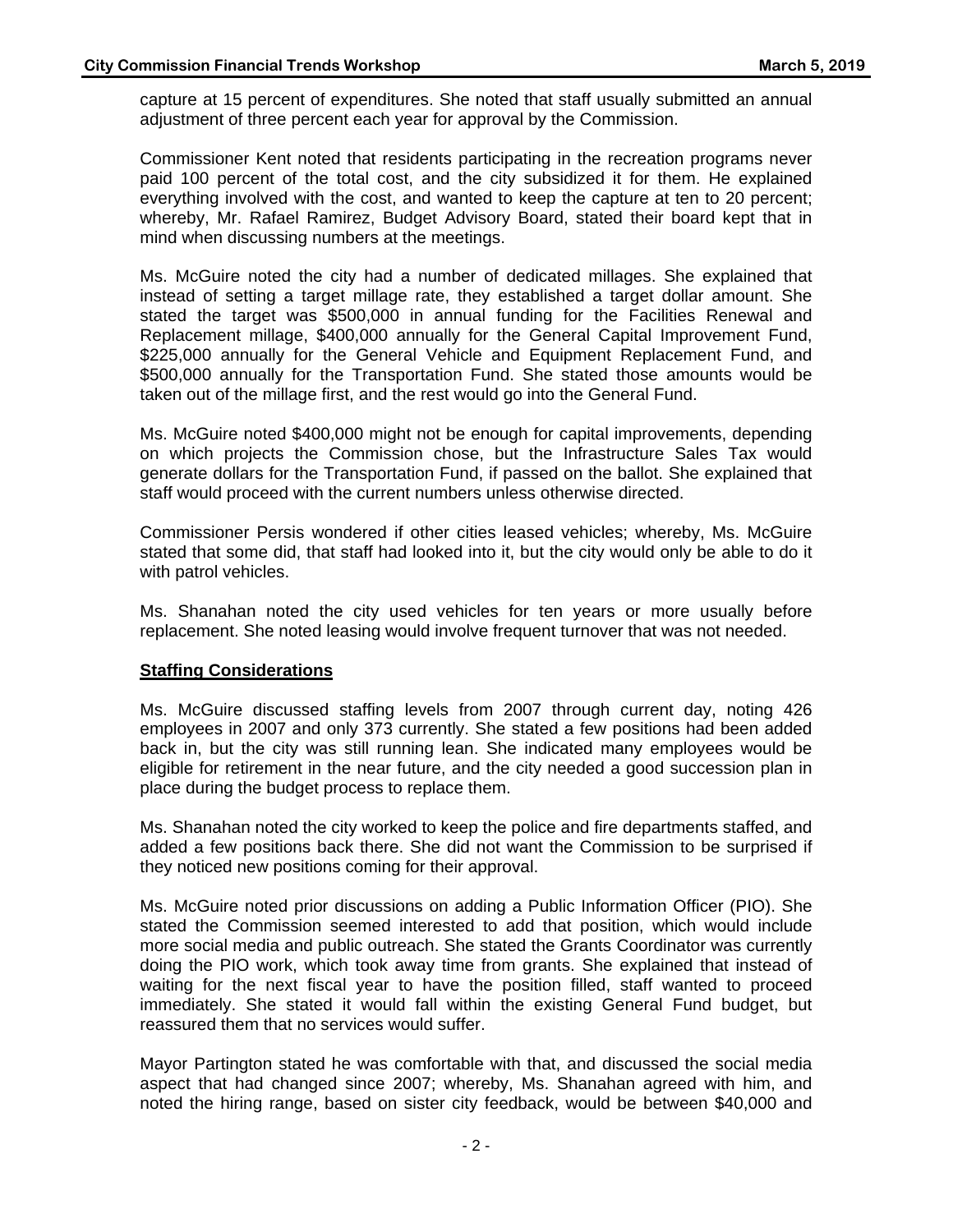capture at 15 percent of expenditures. She noted that staff usually submitted an annual adjustment of three percent each year for approval by the Commission.

Commissioner Kent noted that residents participating in the recreation programs never paid 100 percent of the total cost, and the city subsidized it for them. He explained everything involved with the cost, and wanted to keep the capture at ten to 20 percent; whereby, Mr. Rafael Ramirez, Budget Advisory Board, stated their board kept that in mind when discussing numbers at the meetings.

Ms. McGuire noted the city had a number of dedicated millages. She explained that instead of setting a target millage rate, they established a target dollar amount. She stated the target was $500,000 in annual funding for the Facilities Renewal and Replacement millage, $400,000 annually for the General Capital Improvement Fund, $225,000 annually for the General Vehicle and Equipment Replacement Fund, and $500,000 annually for the Transportation Fund. She stated those amounts would be taken out of the millage first, and the rest would go into the General Fund.

Ms. McGuire noted $400,000 might not be enough for capital improvements, depending on which projects the Commission chose, but the Infrastructure Sales Tax would generate dollars for the Transportation Fund, if passed on the ballot. She explained that staff would proceed with the current numbers unless otherwise directed.

Commissioner Persis wondered if other cities leased vehicles; whereby, Ms. McGuire stated that some did, that staff had looked into it, but the city would only be able to do it with patrol vehicles.

Ms. Shanahan noted the city used vehicles for ten years or more usually before replacement. She noted leasing would involve frequent turnover that was not needed.

**Staffing Considerations**

Ms. McGuire discussed staffing levels from 2007 through current day, noting 426 employees in 2007 and only 373 currently. She stated a few positions had been added back in, but the city was still running lean. She indicated many employees would be eligible for retirement in the near future, and the city needed a good succession plan in place during the budget process to replace them.

Ms. Shanahan noted the city worked to keep the police and fire departments staffed, and added a few positions back there. She did not want the Commission to be surprised if they noticed new positions coming for their approval.

Ms. McGuire noted prior discussions on adding a Public Information Officer (PIO). She stated the Commission seemed interested to add that position, which would include more social media and public outreach. She stated the Grants Coordinator was currently doing the PIO work, which took away time from grants. She explained that instead of waiting for the next fiscal year to have the position filled, staff wanted to proceed immediately. She stated it would fall within the existing General Fund budget, but reassured them that no services would suffer.

Mayor Partington stated he was comfortable with that, and discussed the social media aspect that had changed since 2007; whereby, Ms. Shanahan agreed with him, and noted the hiring range, based on sister city feedback, would be between $40,000 and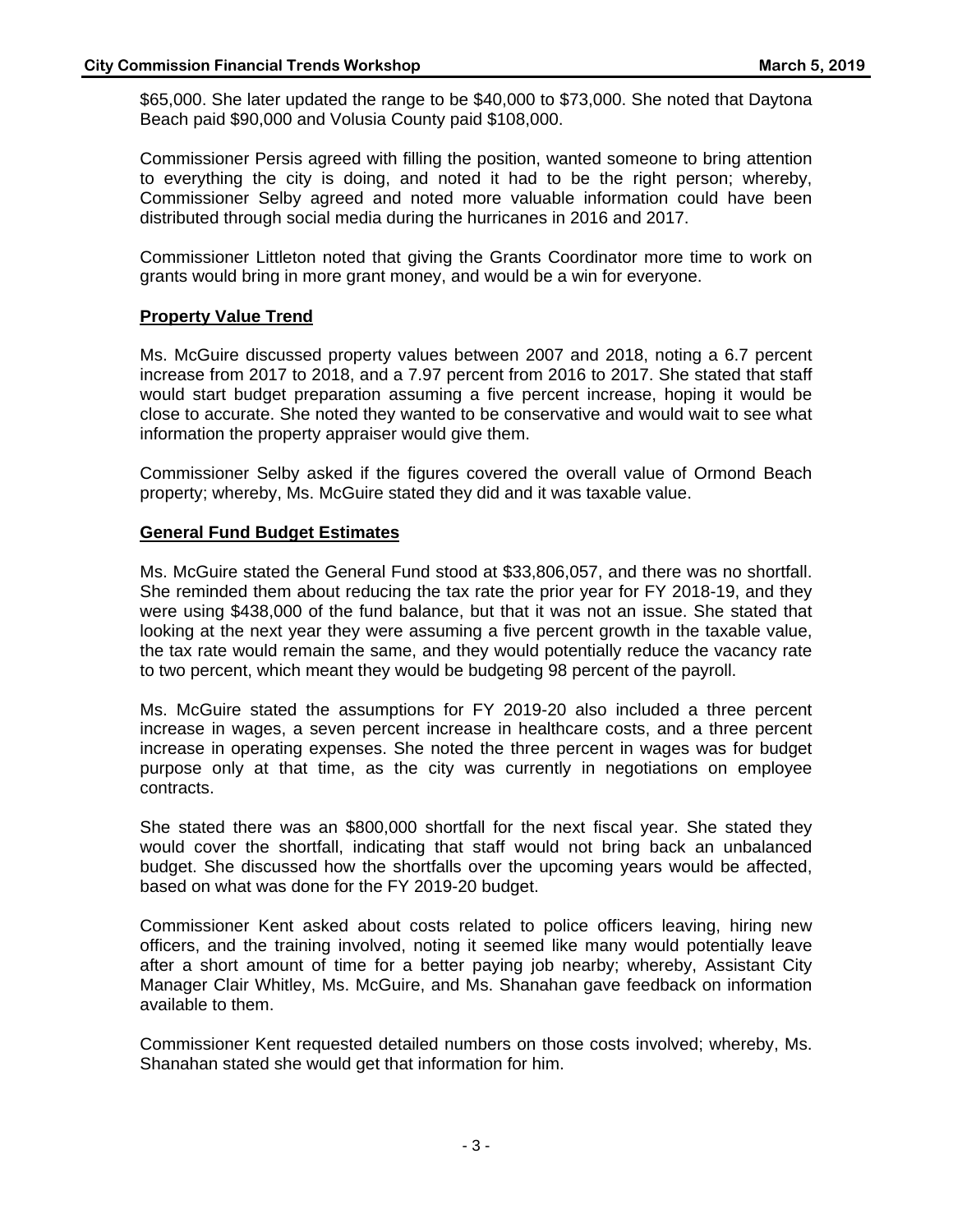$65,000. She later updated the range to be $40,000 to $73,000. She noted that Daytona Beach paid $90,000 and Volusia County paid $108,000.

Commissioner Persis agreed with filling the position, wanted someone to bring attention to everything the city is doing, and noted it had to be the right person; whereby, Commissioner Selby agreed and noted more valuable information could have been distributed through social media during the hurricanes in 2016 and 2017.

Commissioner Littleton noted that giving the Grants Coordinator more time to work on grants would bring in more grant money, and would be a win for everyone.

**Property Value Trend**

Ms. McGuire discussed property values between 2007 and 2018, noting a 6.7 percent increase from 2017 to 2018, and a 7.97 percent from 2016 to 2017. She stated that staff would start budget preparation assuming a five percent increase, hoping it would be close to accurate. She noted they wanted to be conservative and would wait to see what information the property appraiser would give them.

Commissioner Selby asked if the figures covered the overall value of Ormond Beach property; whereby, Ms. McGuire stated they did and it was taxable value.

**General Fund Budget Estimates**

Ms. McGuire stated the General Fund stood at $33,806,057, and there was no shortfall. She reminded them about reducing the tax rate the prior year for FY 2018-19, and they were using $438,000 of the fund balance, but that it was not an issue. She stated that looking at the next year they were assuming a five percent growth in the taxable value, the tax rate would remain the same, and they would potentially reduce the vacancy rate to two percent, which meant they would be budgeting 98 percent of the payroll.

Ms. McGuire stated the assumptions for FY 2019-20 also included a three percent increase in wages, a seven percent increase in healthcare costs, and a three percent increase in operating expenses. She noted the three percent in wages was for budget purpose only at that time, as the city was currently in negotiations on employee contracts.

She stated there was an $800,000 shortfall for the next fiscal year. She stated they would cover the shortfall, indicating that staff would not bring back an unbalanced budget. She discussed how the shortfalls over the upcoming years would be affected, based on what was done for the FY 2019-20 budget.

Commissioner Kent asked about costs related to police officers leaving, hiring new officers, and the training involved, noting it seemed like many would potentially leave after a short amount of time for a better paying job nearby; whereby, Assistant City Manager Clair Whitley, Ms. McGuire, and Ms. Shanahan gave feedback on information available to them.

Commissioner Kent requested detailed numbers on those costs involved; whereby, Ms. Shanahan stated she would get that information for him.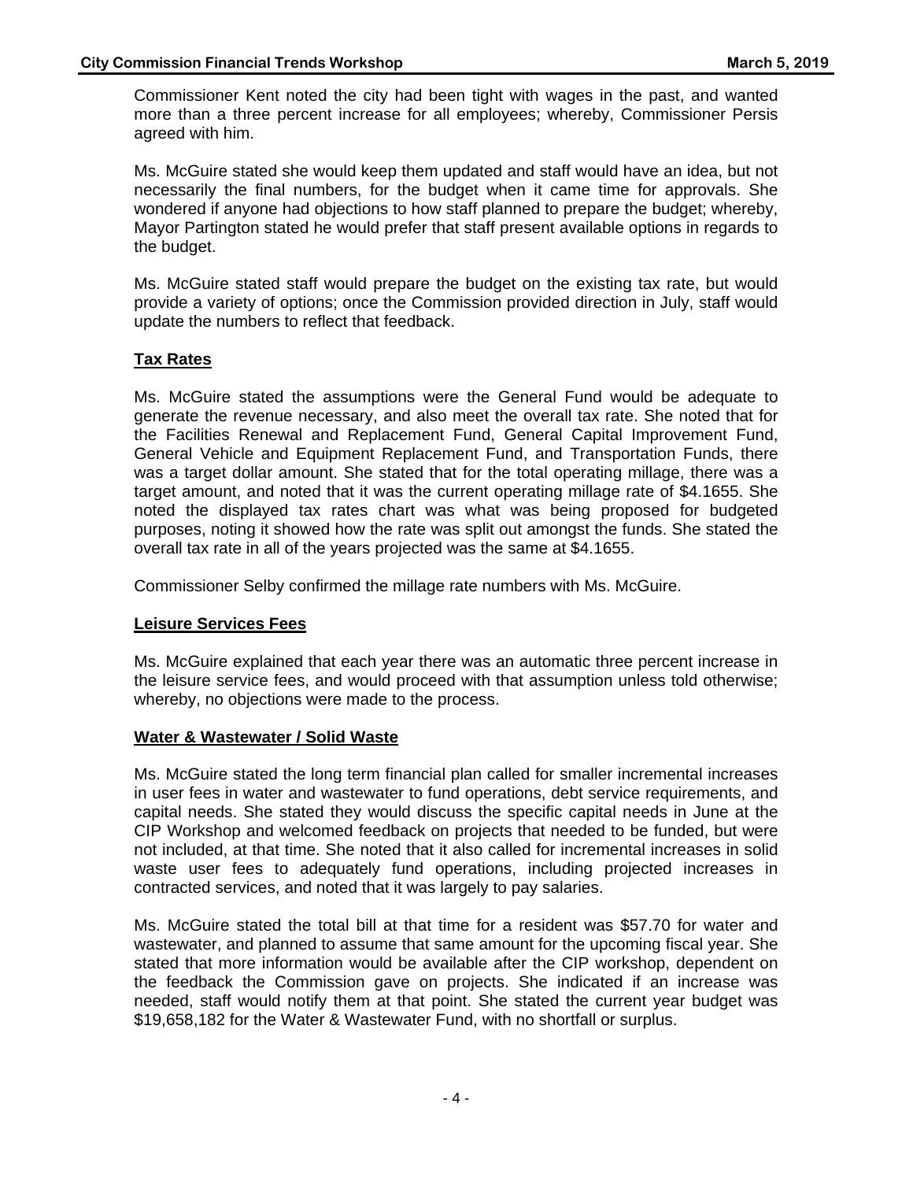Commissioner Kent noted the city had been tight with wages in the past, and wanted more than a three percent increase for all employees; whereby, Commissioner Persis agreed with him.

Ms. McGuire stated she would keep them updated and staff would have an idea, but not necessarily the final numbers, for the budget when it came time for approvals. She wondered if anyone had objections to how staff planned to prepare the budget; whereby, Mayor Partington stated he would prefer that staff present available options in regards to the budget.

Ms. McGuire stated staff would prepare the budget on the existing tax rate, but would provide a variety of options; once the Commission provided direction in July, staff would update the numbers to reflect that feedback.

## Tax Rates

Ms. McGuire stated the assumptions were the General Fund would be adequate to generate the revenue necessary, and also meet the overall tax rate. She noted that for the Facilities Renewal and Replacement Fund, General Capital Improvement Fund, General Vehicle and Equipment Replacement Fund, and Transportation Funds, there was a target dollar amount. She stated that for the total operating millage, there was a target amount, and noted that it was the current operating millage rate of $4.1655. She noted the displayed tax rates chart was what was being proposed for budgeted purposes, noting it showed how the rate was split out amongst the funds. She stated the overall tax rate in all of the years projected was the same at $4.1655.

Commissioner Selby confirmed the millage rate numbers with Ms. McGuire.

## Leisure Services Fees

Ms. McGuire explained that each year there was an automatic three percent increase in the leisure service fees, and would proceed with that assumption unless told otherwise; whereby, no objections were made to the process.

## Water & Wastewater / Solid Waste

Ms. McGuire stated the long term financial plan called for smaller incremental increases in user fees in water and wastewater to fund operations, debt service requirements, and capital needs. She stated they would discuss the specific capital needs in June at the CIP Workshop and welcomed feedback on projects that needed to be funded, but were not included, at that time. She noted that it also called for incremental increases in solid waste user fees to adequately fund operations, including projected increases in contracted services, and noted that it was largely to pay salaries.

Ms. McGuire stated the total bill at that time for a resident was $57.70 for water and wastewater, and planned to assume that same amount for the upcoming fiscal year. She stated that more information would be available after the CIP workshop, dependent on the feedback the Commission gave on projects. She indicated if an increase was needed, staff would notify them at that point. She stated the current year budget was $19,658,182 for the Water & Wastewater Fund, with no shortfall or surplus.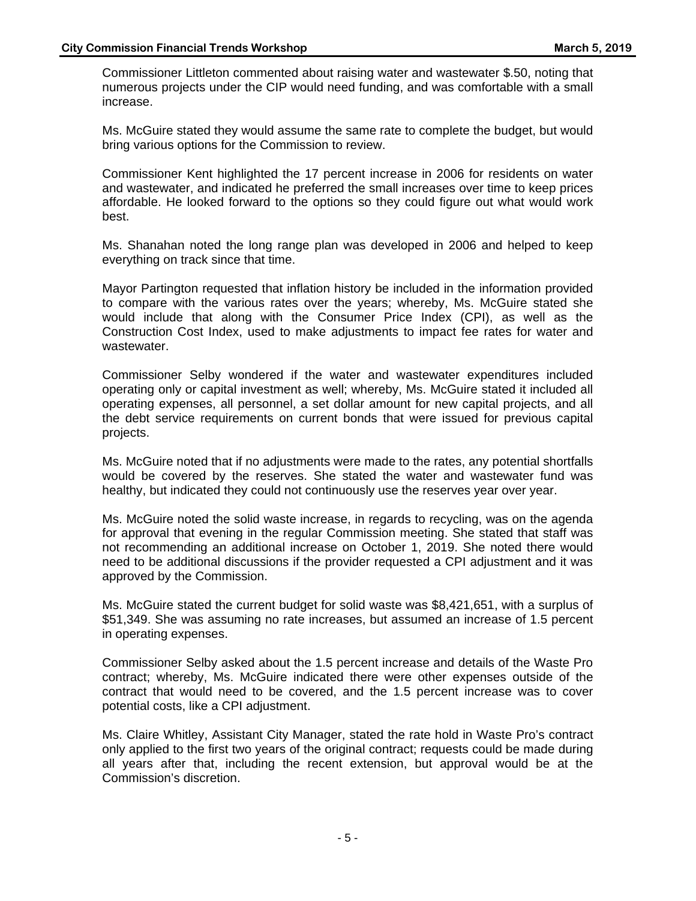Commissioner Littleton commented about raising water and wastewater $.50, noting that numerous projects under the CIP would need funding, and was comfortable with a small increase.

Ms. McGuire stated they would assume the same rate to complete the budget, but would bring various options for the Commission to review.

Commissioner Kent highlighted the 17 percent increase in 2006 for residents on water and wastewater, and indicated he preferred the small increases over time to keep prices affordable. He looked forward to the options so they could figure out what would work best.

Ms. Shanahan noted the long range plan was developed in 2006 and helped to keep everything on track since that time.

Mayor Partington requested that inflation history be included in the information provided to compare with the various rates over the years; whereby, Ms. McGuire stated she would include that along with the Consumer Price Index (CPI), as well as the Construction Cost Index, used to make adjustments to impact fee rates for water and wastewater.

Commissioner Selby wondered if the water and wastewater expenditures included operating only or capital investment as well; whereby, Ms. McGuire stated it included all operating expenses, all personnel, a set dollar amount for new capital projects, and all the debt service requirements on current bonds that were issued for previous capital projects.

Ms. McGuire noted that if no adjustments were made to the rates, any potential shortfalls would be covered by the reserves. She stated the water and wastewater fund was healthy, but indicated they could not continuously use the reserves year over year.

Ms. McGuire noted the solid waste increase, in regards to recycling, was on the agenda for approval that evening in the regular Commission meeting. She stated that staff was not recommending an additional increase on October 1, 2019. She noted there would need to be additional discussions if the provider requested a CPI adjustment and it was approved by the Commission.

Ms. McGuire stated the current budget for solid waste was $8,421,651, with a surplus of $51,349. She was assuming no rate increases, but assumed an increase of 1.5 percent in operating expenses.

Commissioner Selby asked about the 1.5 percent increase and details of the Waste Pro contract; whereby, Ms. McGuire indicated there were other expenses outside of the contract that would need to be covered, and the 1.5 percent increase was to cover potential costs, like a CPI adjustment.

Ms. Claire Whitley, Assistant City Manager, stated the rate hold in Waste Pro's contract only applied to the first two years of the original contract; requests could be made during all years after that, including the recent extension, but approval would be at the Commission's discretion.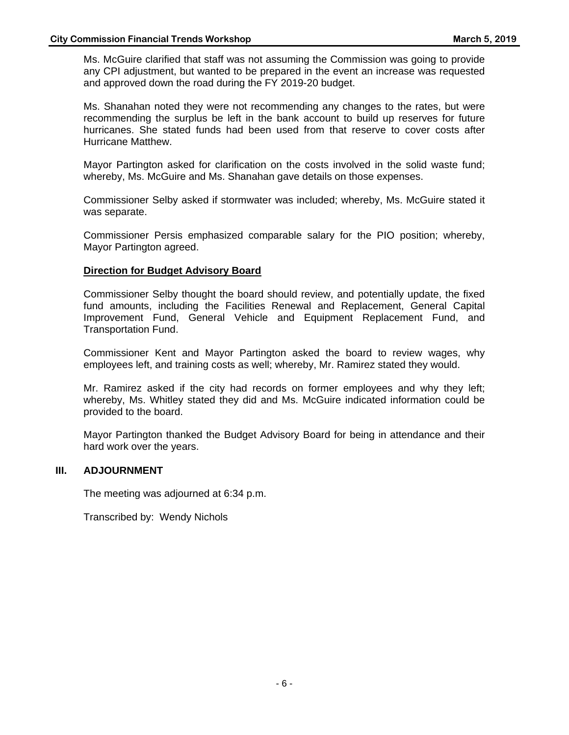Ms. McGuire clarified that staff was not assuming the Commission was going to provide any CPI adjustment, but wanted to be prepared in the event an increase was requested and approved down the road during the FY 2019-20 budget.

Ms. Shanahan noted they were not recommending any changes to the rates, but were recommending the surplus be left in the bank account to build up reserves for future hurricanes. She stated funds had been used from that reserve to cover costs after Hurricane Matthew.

Mayor Partington asked for clarification on the costs involved in the solid waste fund; whereby, Ms. McGuire and Ms. Shanahan gave details on those expenses.

Commissioner Selby asked if stormwater was included; whereby, Ms. McGuire stated it was separate.

Commissioner Persis emphasized comparable salary for the PIO position; whereby, Mayor Partington agreed.

**Direction for Budget Advisory Board**

Commissioner Selby thought the board should review, and potentially update, the fixed fund amounts, including the Facilities Renewal and Replacement, General Capital Improvement Fund, General Vehicle and Equipment Replacement Fund, and Transportation Fund.

Commissioner Kent and Mayor Partington asked the board to review wages, why employees left, and training costs as well; whereby, Mr. Ramirez stated they would.

Mr. Ramirez asked if the city had records on former employees and why they left; whereby, Ms. Whitley stated they did and Ms. McGuire indicated information could be provided to the board.

Mayor Partington thanked the Budget Advisory Board for being in attendance and their hard work over the years.

## III. ADJOURNMENT

The meeting was adjourned at 6:34 p.m.

Transcribed by: Wendy Nichols